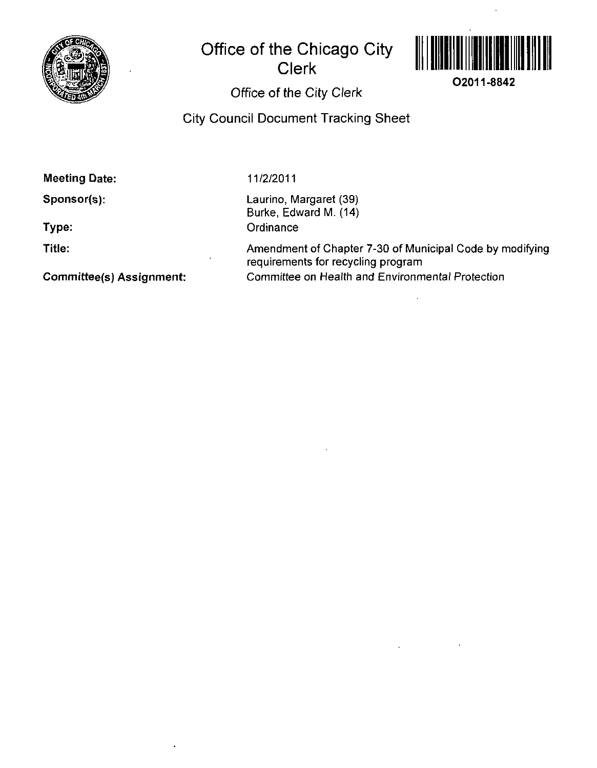# Office of the Chicago City Clerk

O2011-8842

## Office of the City Clerk

## City Council Document Tracking Sheet

| | |
|---|---|
| **Meeting Date:** | 11/2/2011 |
| **Sponsor(s):** | Laurino, Margaret (39)<br>Burke, Edward M. (14) |
| **Type:** | Ordinance |
| **Title:** | Amendment of Chapter 7-30 of Municipal Code by modifying requirements for recycling program |
| **Committee(s) Assignment:** | Committee on Health and Environmental Protection |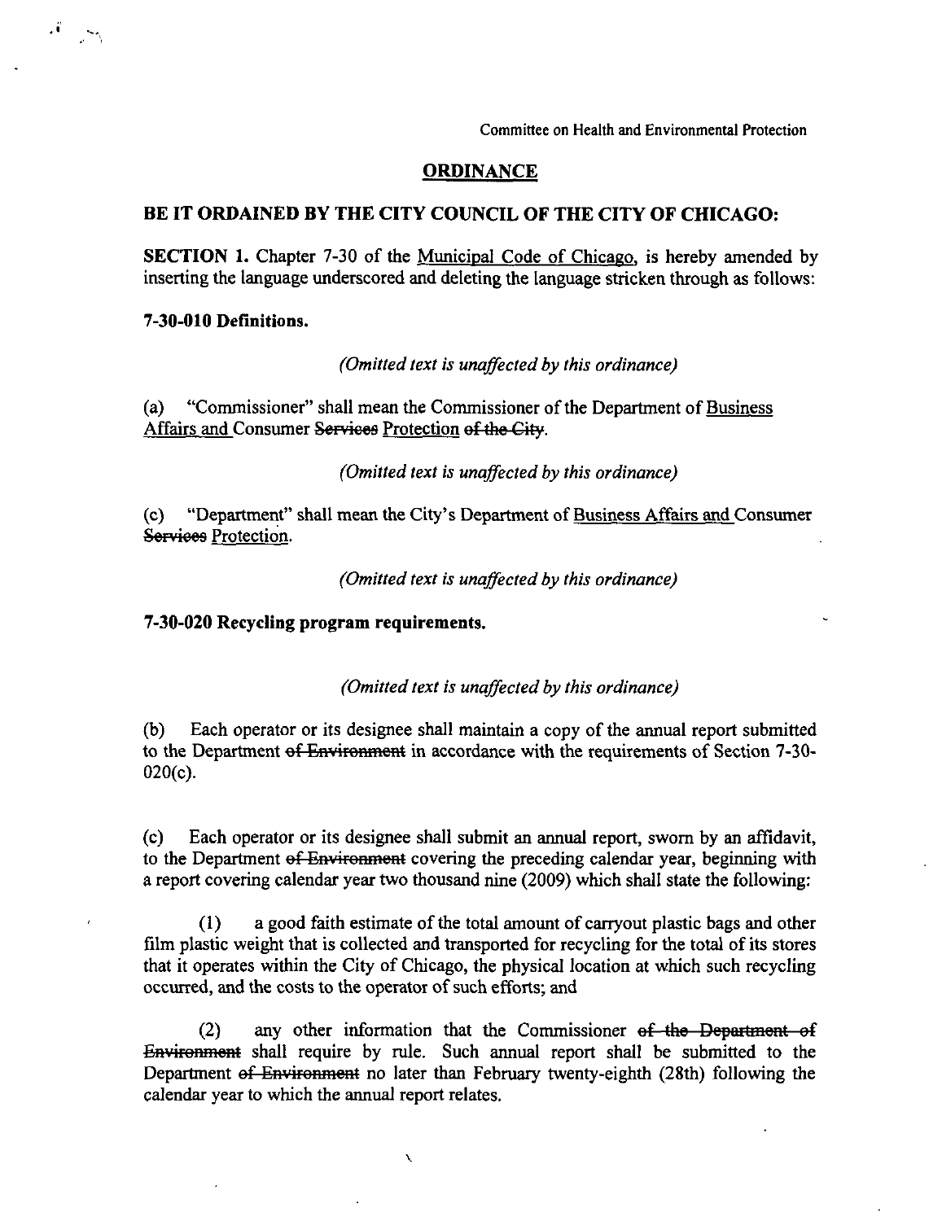Committee on Health and Environmental Protection

## ORDINANCE

**BE IT ORDAINED BY THE CITY COUNCIL OF THE CITY OF CHICAGO:**

**SECTION 1.** Chapter 7-30 of the Municipal Code of Chicago, is hereby amended by inserting the language underscored and deleting the language stricken through as follows:

**7-30-010 Definitions.**

*(Omitted text is unaffected by this ordinance)*

(a) "Commissioner" shall mean the Commissioner of the Department of <u>Business Affairs and</u> Consumer ~~Services~~ <u>Protection</u> ~~of the City~~.

*(Omitted text is unaffected by this ordinance)*

(c) "Department" shall mean the City's Department of <u>Business Affairs and</u> Consumer ~~Services~~ <u>Protection</u>.

*(Omitted text is unaffected by this ordinance)*

**7-30-020 Recycling program requirements.**

*(Omitted text is unaffected by this ordinance)*

(b) Each operator or its designee shall maintain a copy of the annual report submitted to the Department ~~of Environment~~ in accordance with the requirements of Section 7-30-020(c).

(c) Each operator or its designee shall submit an annual report, sworn by an affidavit, to the Department ~~of Environment~~ covering the preceding calendar year, beginning with a report covering calendar year two thousand nine (2009) which shall state the following:

(1) a good faith estimate of the total amount of carryout plastic bags and other film plastic weight that is collected and transported for recycling for the total of its stores that it operates within the City of Chicago, the physical location at which such recycling occurred, and the costs to the operator of such efforts; and

(2) any other information that the Commissioner ~~of the Department of Environment~~ shall require by rule. Such annual report shall be submitted to the Department ~~of Environment~~ no later than February twenty-eighth (28th) following the calendar year to which the annual report relates.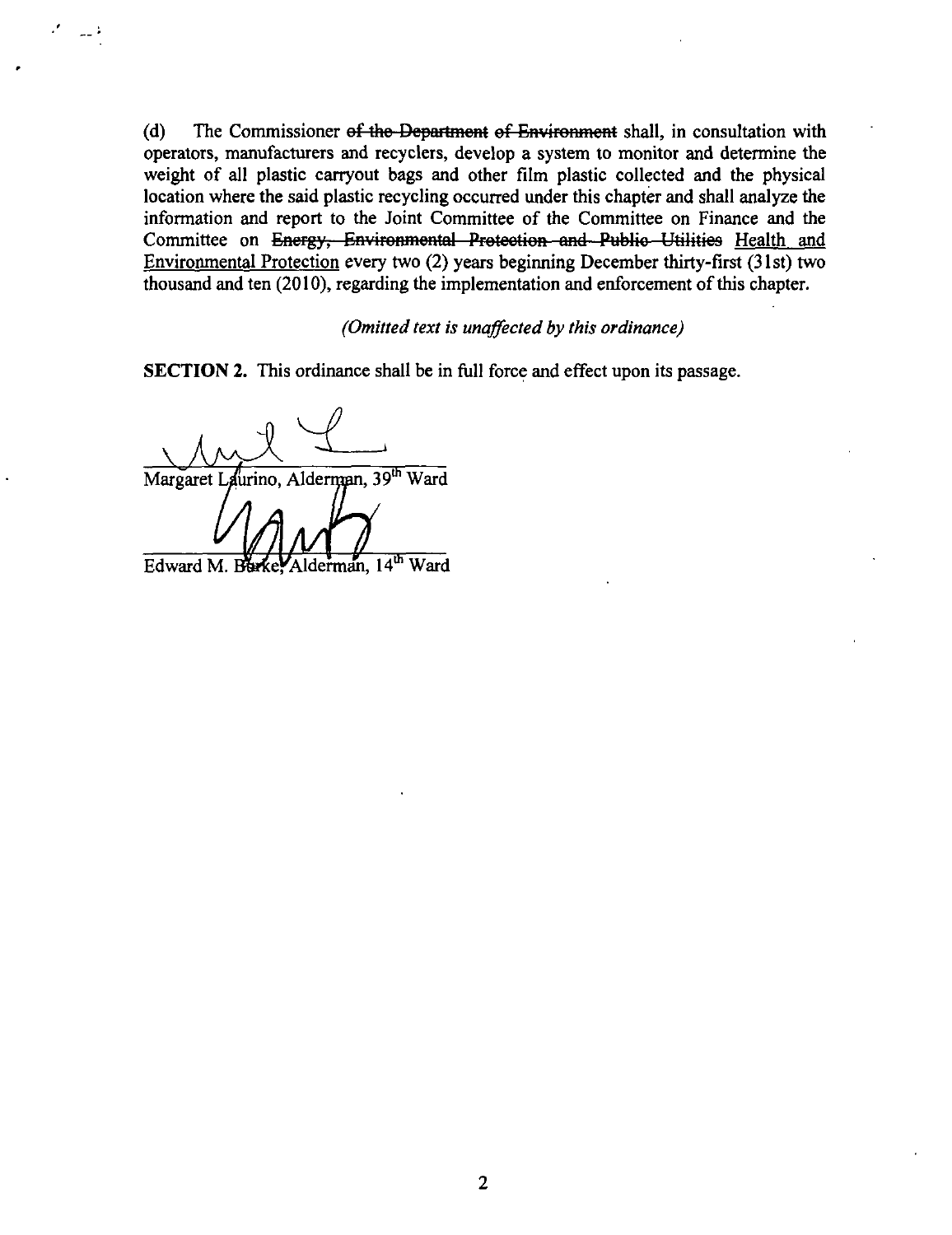(d) The Commissioner ~~of the Department of Environment~~ shall, in consultation with operators, manufacturers and recyclers, develop a system to monitor and determine the weight of all plastic carryout bags and other film plastic collected and the physical location where the said plastic recycling occurred under this chapter and shall analyze the information and report to the Joint Committee of the Committee on Finance and the Committee on ~~Energy, Environmental Protection and Public Utilities~~ <u>Health and Environmental Protection</u> every two (2) years beginning December thirty-first (31st) two thousand and ten (2010), regarding the implementation and enforcement of this chapter.

*(Omitted text is unaffected by this ordinance)*

**SECTION 2.** This ordinance shall be in full force and effect upon its passage.

Margaret Laurino, Alderman, 39th Ward

Edward M. Burke, Alderman, 14th Ward